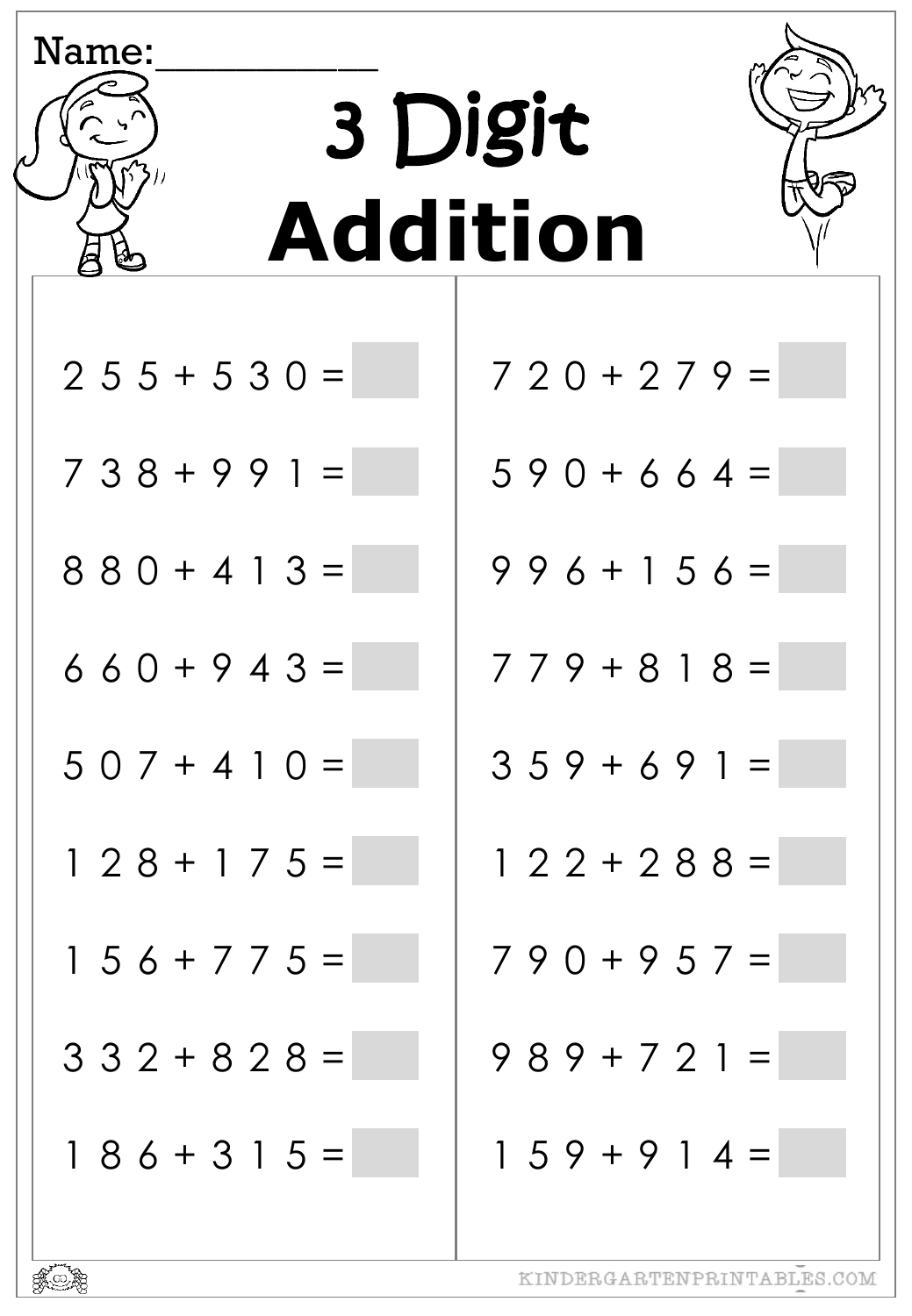Name:\_\_\_\_\_\_\_\_\_\_

# 3 Digit Addition

$255 + 530 =$ ☐

$738 + 991 =$ ☐

$880 + 413 =$ ☐

$660 + 943 =$ ☐

$507 + 410 =$ ☐

$128 + 175 =$ ☐

$156 + 775 =$ ☐

$332 + 828 =$ ☐

$186 + 315 =$ ☐

$720 + 279 =$ ☐

$590 + 664 =$ ☐

$996 + 156 =$ ☐

$779 + 818 =$ ☐

$359 + 691 =$ ☐

$122 + 288 =$ ☐

$790 + 957 =$ ☐

$989 + 721 =$ ☐

$159 + 914 =$ ☐

KINDERGARTENPRINTABLES.COM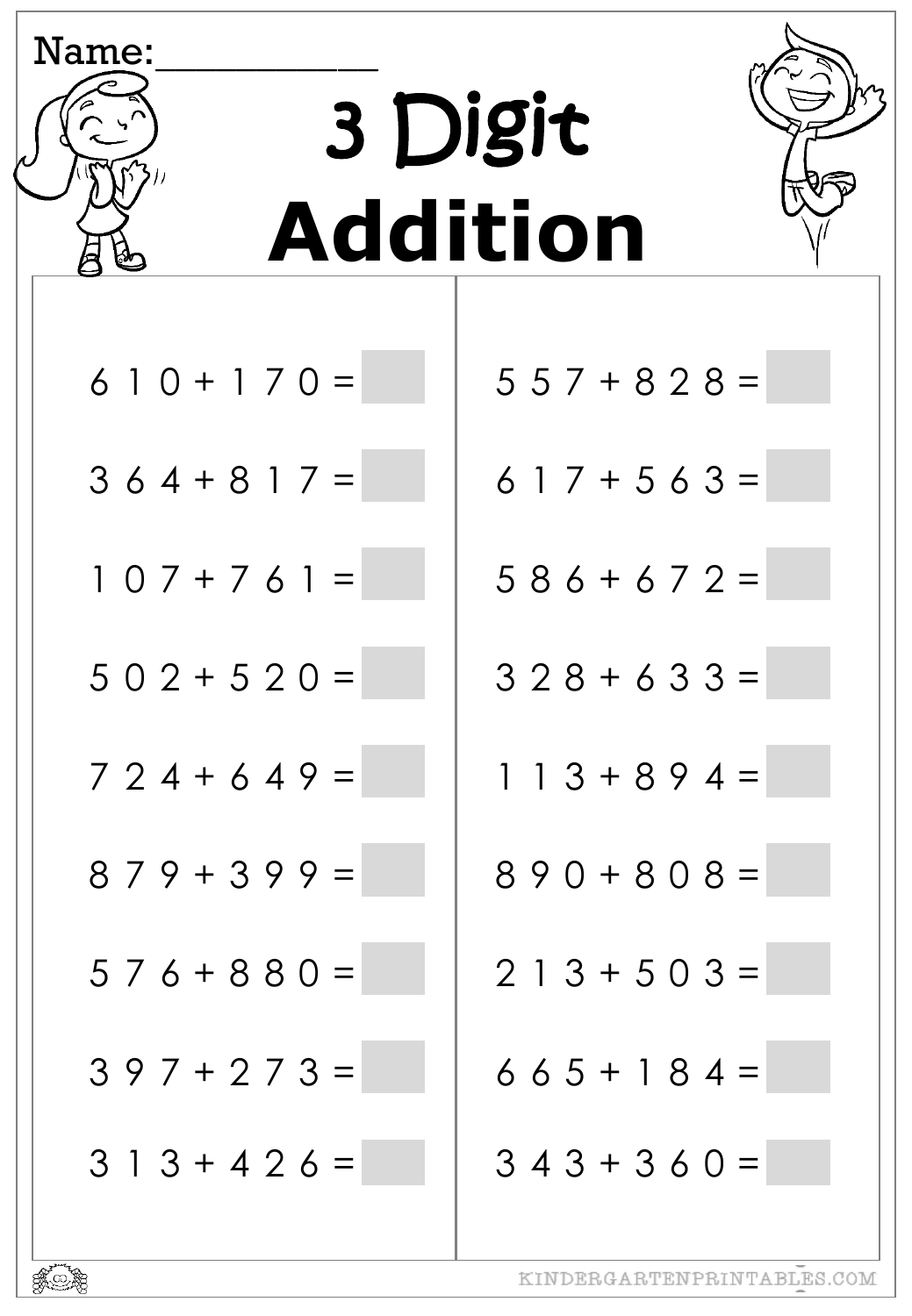Name:__________

# 3 Digit Addition

$610 + 170 =$ ____

$364 + 817 =$ ____

$107 + 761 =$ ____

$502 + 520 =$ ____

$724 + 649 =$ ____

$879 + 399 =$ ____

$576 + 880 =$ ____

$397 + 273 =$ ____

$313 + 426 =$ ____

$557 + 828 =$ ____

$617 + 563 =$ ____

$586 + 672 =$ ____

$328 + 633 =$ ____

$113 + 894 =$ ____

$890 + 808 =$ ____

$213 + 503 =$ ____

$665 + 184 =$ ____

$343 + 360 =$ ____

KINDERGARTENPRINTABLES.COM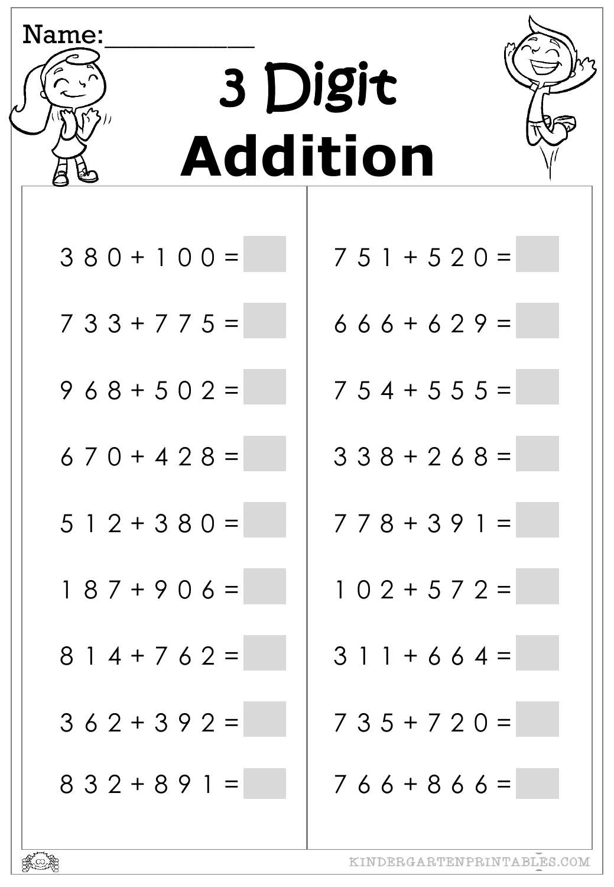Name:___________

# 3 Digit Addition

$380 + 100 =$ ___

$733 + 775 =$ ___

$968 + 502 =$ ___

$670 + 428 =$ ___

$512 + 380 =$ ___

$187 + 906 =$ ___

$814 + 762 =$ ___

$362 + 392 =$ ___

$832 + 891 =$ ___

$751 + 520 =$ ___

$666 + 629 =$ ___

$754 + 555 =$ ___

$338 + 268 =$ ___

$778 + 391 =$ ___

$102 + 572 =$ ___

$311 + 664 =$ ___

$735 + 720 =$ ___

$766 + 866 =$ ___

KINDERGARTENPRINTABLES.COM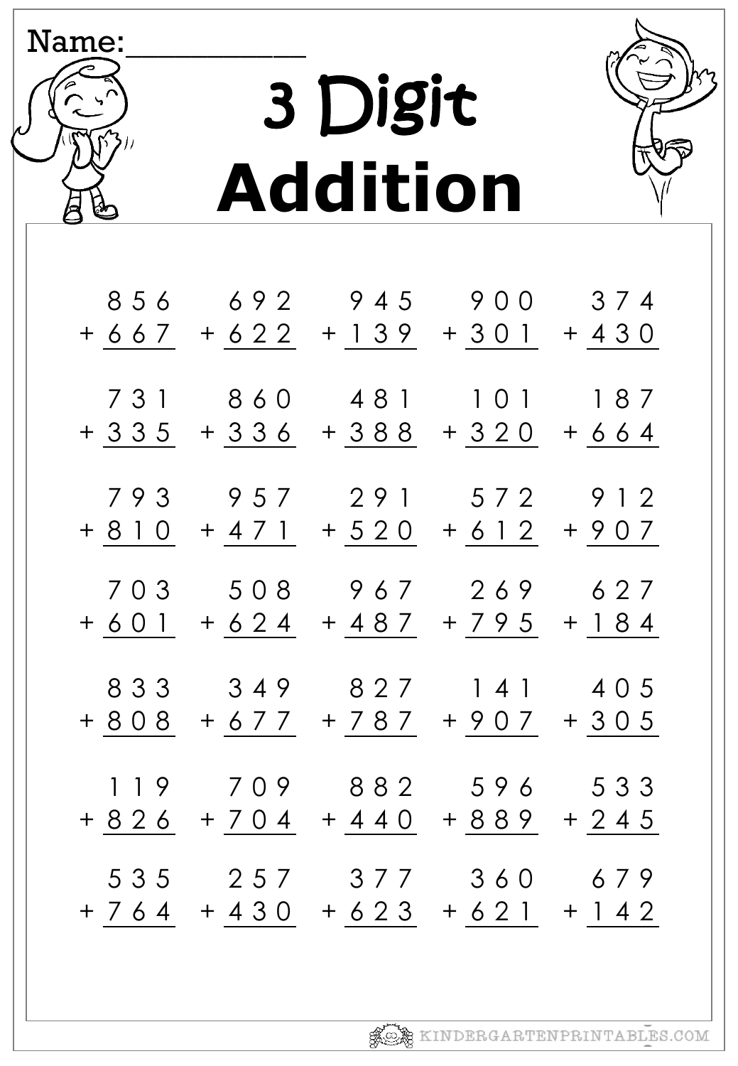Name:__________

# 3 Digit Addition

| | | | | |
|---|---|---|---|---|
| 856 + 667 | 692 + 622 | 945 + 139 | 900 + 301 | 374 + 430 |
| 731 + 335 | 860 + 336 | 481 + 388 | 101 + 320 | 187 + 664 |
| 793 + 810 | 957 + 471 | 291 + 520 | 572 + 612 | 912 + 907 |
| 703 + 601 | 508 + 624 | 967 + 487 | 269 + 795 | 627 + 184 |
| 833 + 808 | 349 + 677 | 827 + 787 | 141 + 907 | 405 + 305 |
| 119 + 826 | 709 + 704 | 882 + 440 | 596 + 889 | 533 + 245 |
| 535 + 764 | 257 + 430 | 377 + 623 | 360 + 621 | 679 + 142 |

KINDERGARTENPRINTABLES.COM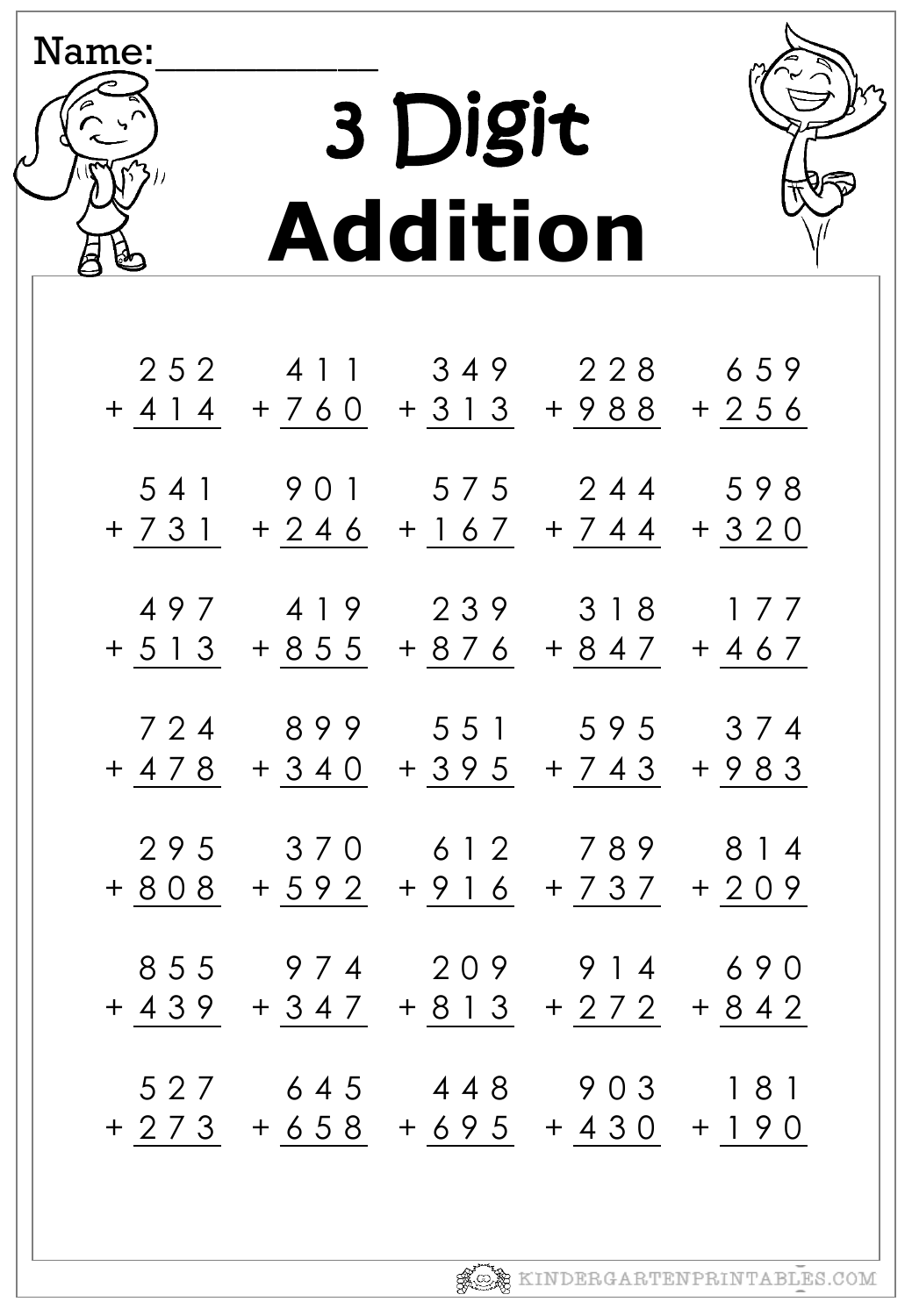Name:___________

# 3 Digit Addition

| | | | | |
|---|---|---|---|---|
| 252 + 414 | 411 + 760 | 349 + 313 | 228 + 988 | 659 + 256 |
| 541 + 731 | 901 + 246 | 575 + 167 | 244 + 744 | 598 + 320 |
| 497 + 513 | 419 + 855 | 239 + 876 | 318 + 847 | 177 + 467 |
| 724 + 478 | 899 + 340 | 551 + 395 | 595 + 743 | 374 + 983 |
| 295 + 808 | 370 + 592 | 612 + 916 | 789 + 737 | 814 + 209 |
| 855 + 439 | 974 + 347 | 209 + 813 | 914 + 272 | 690 + 842 |
| 527 + 273 | 645 + 658 | 448 + 695 | 903 + 430 | 181 + 190 |

KINDERGARTENPRINTABLES.COM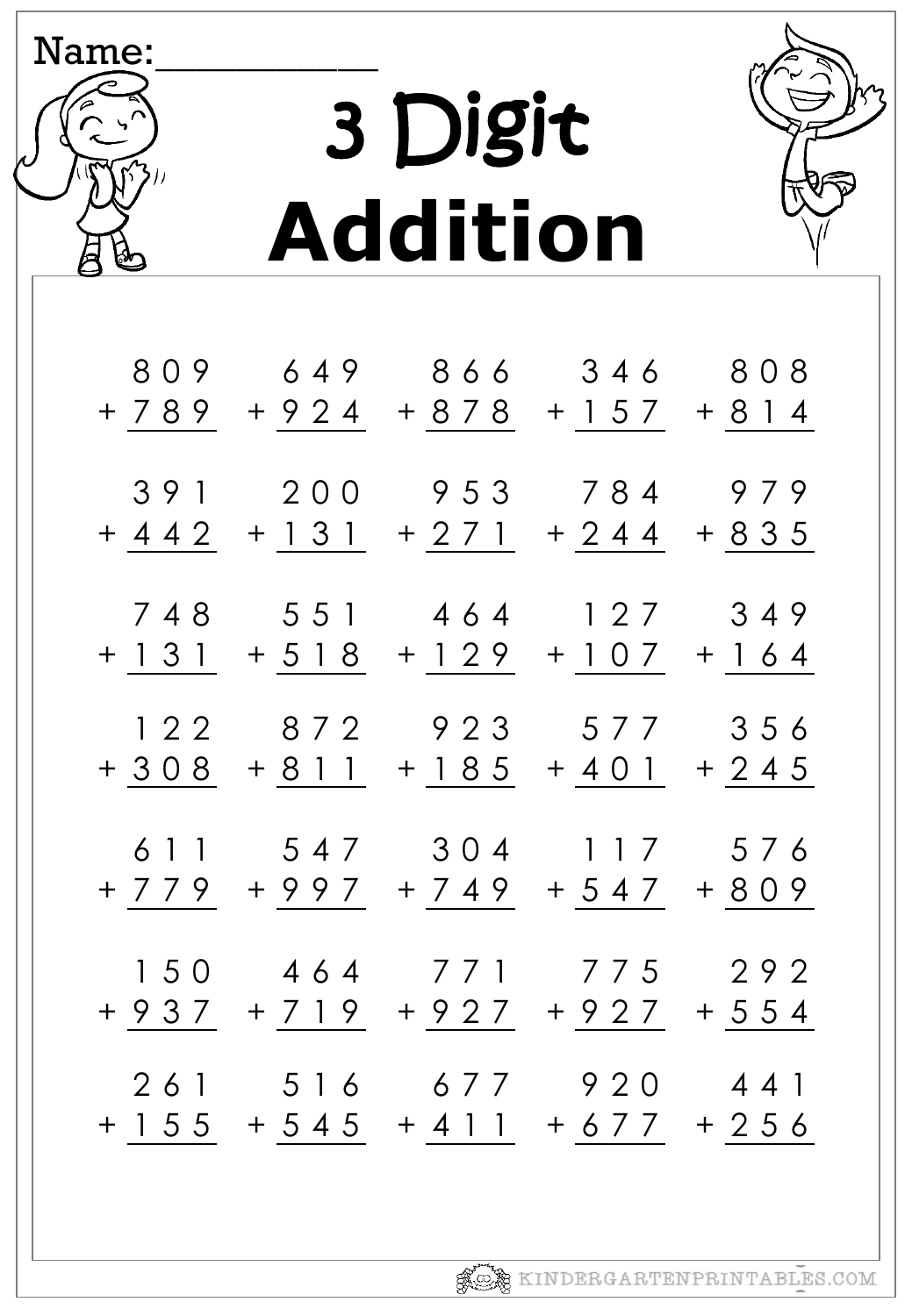Name:___________

# 3 Digit Addition

$$\begin{array}{r} 809 \\ +\ 789 \\ \hline \end{array} \quad \begin{array}{r} 649 \\ +\ 924 \\ \hline \end{array} \quad \begin{array}{r} 866 \\ +\ 878 \\ \hline \end{array} \quad \begin{array}{r} 346 \\ +\ 157 \\ \hline \end{array} \quad \begin{array}{r} 808 \\ +\ 814 \\ \hline \end{array}$$

$$\begin{array}{r} 391 \\ +\ 442 \\ \hline \end{array} \quad \begin{array}{r} 200 \\ +\ 131 \\ \hline \end{array} \quad \begin{array}{r} 953 \\ +\ 271 \\ \hline \end{array} \quad \begin{array}{r} 784 \\ +\ 244 \\ \hline \end{array} \quad \begin{array}{r} 979 \\ +\ 835 \\ \hline \end{array}$$

$$\begin{array}{r} 748 \\ +\ 131 \\ \hline \end{array} \quad \begin{array}{r} 551 \\ +\ 518 \\ \hline \end{array} \quad \begin{array}{r} 464 \\ +\ 129 \\ \hline \end{array} \quad \begin{array}{r} 127 \\ +\ 107 \\ \hline \end{array} \quad \begin{array}{r} 349 \\ +\ 164 \\ \hline \end{array}$$

$$\begin{array}{r} 122 \\ +\ 308 \\ \hline \end{array} \quad \begin{array}{r} 872 \\ +\ 811 \\ \hline \end{array} \quad \begin{array}{r} 923 \\ +\ 185 \\ \hline \end{array} \quad \begin{array}{r} 577 \\ +\ 401 \\ \hline \end{array} \quad \begin{array}{r} 356 \\ +\ 245 \\ \hline \end{array}$$

$$\begin{array}{r} 611 \\ +\ 779 \\ \hline \end{array} \quad \begin{array}{r} 547 \\ +\ 997 \\ \hline \end{array} \quad \begin{array}{r} 304 \\ +\ 749 \\ \hline \end{array} \quad \begin{array}{r} 117 \\ +\ 547 \\ \hline \end{array} \quad \begin{array}{r} 576 \\ +\ 809 \\ \hline \end{array}$$

$$\begin{array}{r} 150 \\ +\ 937 \\ \hline \end{array} \quad \begin{array}{r} 464 \\ +\ 719 \\ \hline \end{array} \quad \begin{array}{r} 771 \\ +\ 927 \\ \hline \end{array} \quad \begin{array}{r} 775 \\ +\ 927 \\ \hline \end{array} \quad \begin{array}{r} 292 \\ +\ 554 \\ \hline \end{array}$$

$$\begin{array}{r} 261 \\ +\ 155 \\ \hline \end{array} \quad \begin{array}{r} 516 \\ +\ 545 \\ \hline \end{array} \quad \begin{array}{r} 677 \\ +\ 411 \\ \hline \end{array} \quad \begin{array}{r} 920 \\ +\ 677 \\ \hline \end{array} \quad \begin{array}{r} 441 \\ +\ 256 \\ \hline \end{array}$$

KINDERGARTENPRINTABLES.COM